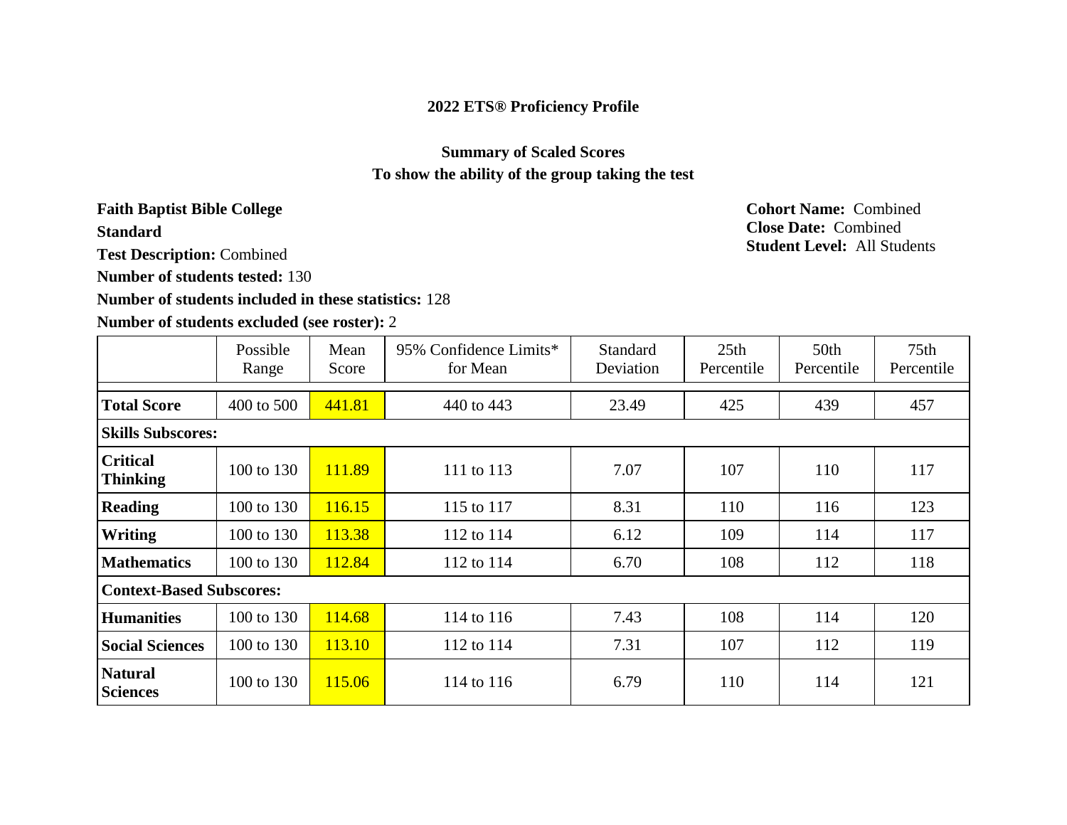## 2022 ETS® Proficiency Profile

### Summary of Scaled Scores
### To show the ability of the group taking the test

**Faith Baptist Bible College**

**Standard**

**Test Description:** Combined

**Number of students tested:** 130

**Number of students included in these statistics:** 128

**Number of students excluded (see roster):** 2

**Cohort Name:** Combined
**Close Date:** Combined
**Student Level:** All Students

| | Possible Range | Mean Score | 95% Confidence Limits* for Mean | Standard Deviation | 25th Percentile | 50th Percentile | 75th Percentile |
|---|---|---|---|---|---|---|---|
| **Total Score** | 400 to 500 | 441.81 | 440 to 443 | 23.49 | 425 | 439 | 457 |
| **Skills Subscores:** | | | | | | | |
| **Critical Thinking** | 100 to 130 | 111.89 | 111 to 113 | 7.07 | 107 | 110 | 117 |
| **Reading** | 100 to 130 | 116.15 | 115 to 117 | 8.31 | 110 | 116 | 123 |
| **Writing** | 100 to 130 | 113.38 | 112 to 114 | 6.12 | 109 | 114 | 117 |
| **Mathematics** | 100 to 130 | 112.84 | 112 to 114 | 6.70 | 108 | 112 | 118 |
| **Context-Based Subscores:** | | | | | | | |
| **Humanities** | 100 to 130 | 114.68 | 114 to 116 | 7.43 | 108 | 114 | 120 |
| **Social Sciences** | 100 to 130 | 113.10 | 112 to 114 | 7.31 | 107 | 112 | 119 |
| **Natural Sciences** | 100 to 130 | 115.06 | 114 to 116 | 6.79 | 110 | 114 | 121 |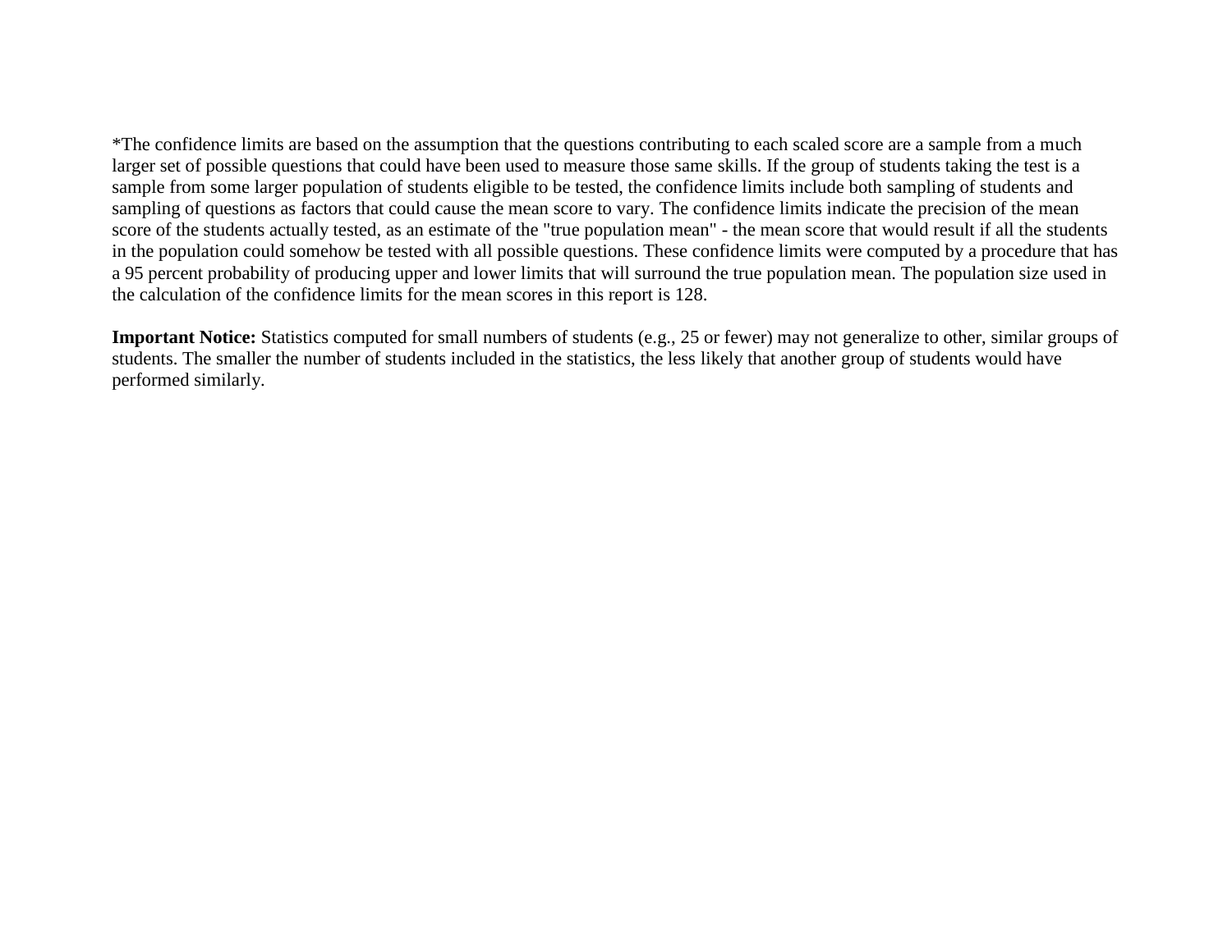*The confidence limits are based on the assumption that the questions contributing to each scaled score are a sample from a much larger set of possible questions that could have been used to measure those same skills. If the group of students taking the test is a sample from some larger population of students eligible to be tested, the confidence limits include both sampling of students and sampling of questions as factors that could cause the mean score to vary. The confidence limits indicate the precision of the mean score of the students actually tested, as an estimate of the "true population mean" - the mean score that would result if all the students in the population could somehow be tested with all possible questions. These confidence limits were computed by a procedure that has a 95 percent probability of producing upper and lower limits that will surround the true population mean. The population size used in the calculation of the confidence limits for the mean scores in this report is 128.

**Important Notice:** Statistics computed for small numbers of students (e.g., 25 or fewer) may not generalize to other, similar groups of students. The smaller the number of students included in the statistics, the less likely that another group of students would have performed similarly.